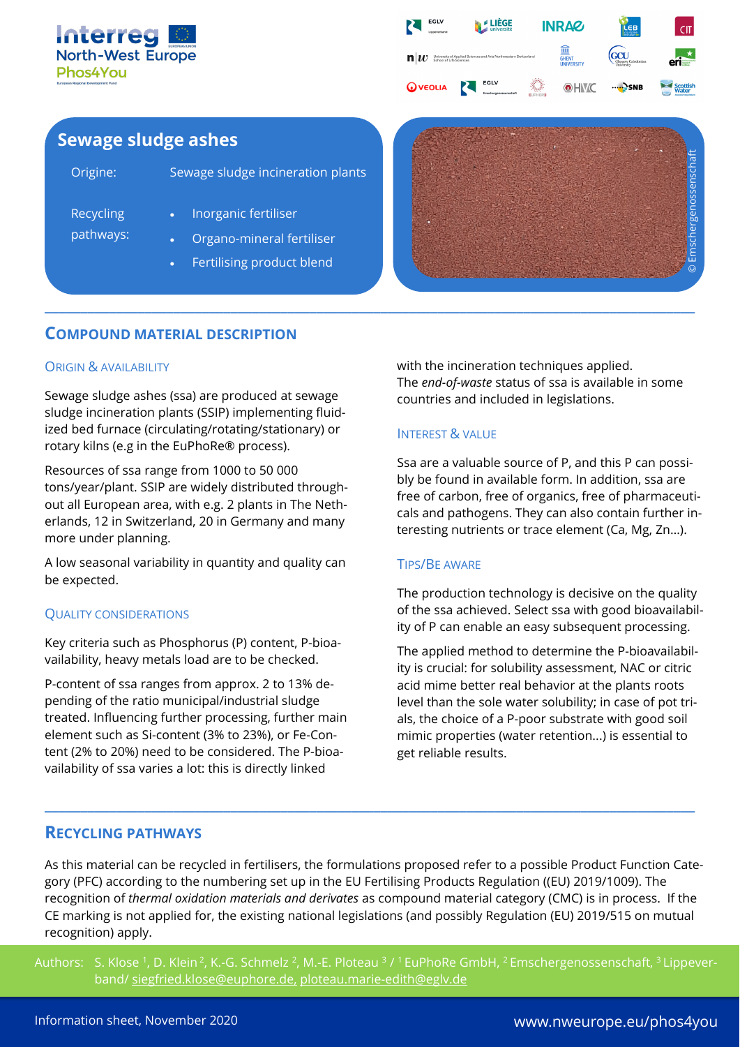Interreg North-West Europe Phos4You

## Sewage sludge ashes

Origine: Sewage sludge incineration plants

Recycling pathways:

- Inorganic fertiliser
- Organo-mineral fertiliser
- Fertilising product blend

© Emschergenossenschaft

## Compound material description

### Origin & availability

Sewage sludge ashes (ssa) are produced at sewage sludge incineration plants (SSIP) implementing fluidized bed furnace (circulating/rotating/stationary) or rotary kilns (e.g in the EuPhoRe® process).

Resources of ssa range from 1000 to 50 000 tons/year/plant. SSIP are widely distributed throughout all European area, with e.g. 2 plants in The Netherlands, 12 in Switzerland, 20 in Germany and many more under planning.

A low seasonal variability in quantity and quality can be expected.

### Quality considerations

Key criteria such as Phosphorus (P) content, P-bioavailability, heavy metals load are to be checked.

P-content of ssa ranges from approx. 2 to 13% depending of the ratio municipal/industrial sludge treated. Influencing further processing, further main element such as Si-content (3% to 23%), or Fe-Content (2% to 20%) need to be considered. The P-bioavailability of ssa varies a lot: this is directly linked with the incineration techniques applied.

The *end-of-waste* status of ssa is available in some countries and included in legislations.

### Interest & value

Ssa are a valuable source of P, and this P can possibly be found in available form. In addition, ssa are free of carbon, free of organics, free of pharmaceuticals and pathogens. They can also contain further interesting nutrients or trace element (Ca, Mg, Zn...).

### Tips/Be aware

The production technology is decisive on the quality of the ssa achieved. Select ssa with good bioavailability of P can enable an easy subsequent processing.

The applied method to determine the P-bioavailability is crucial: for solubility assessment, NAC or citric acid mime better real behavior at the plants roots level than the sole water solubility; in case of pot trials, the choice of a P-poor substrate with good soil mimic properties (water retention...) is essential to get reliable results.

## Recycling pathways

As this material can be recycled in fertilisers, the formulations proposed refer to a possible Product Function Category (PFC) according to the numbering set up in the EU Fertilising Products Regulation ((EU) 2019/1009). The recognition of *thermal oxidation materials and derivates* as compound material category (CMC) is in process. If the CE marking is not applied for, the existing national legislations (and possibly Regulation (EU) 2019/515 on mutual recognition) apply.

Authors: S. Klose [1], D. Klein [2], K.-G. Schmelz [2], M.-E. Ploteau [3] / [1] EuPhoRe GmbH, [2] Emschergenossenschaft, [3] Lippeverband/ siegfried.klose@euphore.de, ploteau.marie-edith@eglv.de

Information sheet, November 2020

www.nweurope.eu/phos4you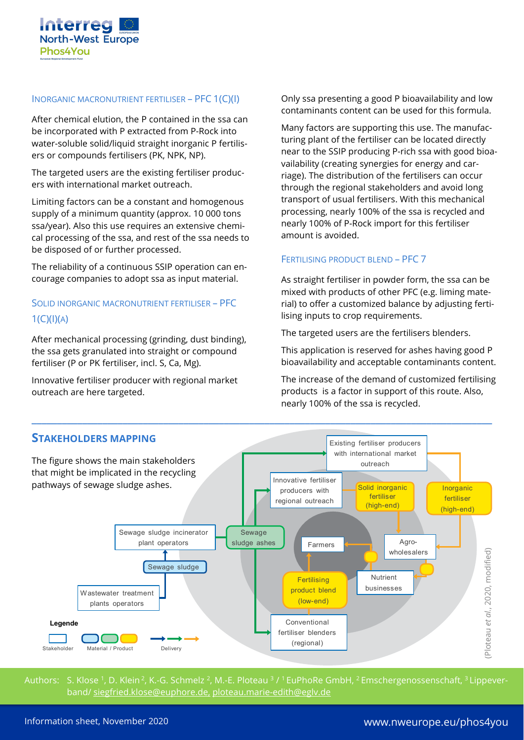### Inorganic macronutrient fertiliser – PFC 1(C)(I)

After chemical elution, the P contained in the ssa can be incorporated with P extracted from P-Rock into water-soluble solid/liquid straight inorganic P fertilisers or compounds fertilisers (PK, NPK, NP).

The targeted users are the existing fertiliser producers with international market outreach.

Limiting factors can be a constant and homogenous supply of a minimum quantity (approx. 10 000 tons ssa/year). Also this use requires an extensive chemical processing of the ssa, and rest of the ssa needs to be disposed of or further processed.

The reliability of a continuous SSIP operation can encourage companies to adopt ssa as input material.

### Solid inorganic macronutrient fertiliser – PFC 1(C)(I)(a)

After mechanical processing (grinding, dust binding), the ssa gets granulated into straight or compound fertiliser (P or PK fertiliser, incl. S, Ca, Mg).

Innovative fertiliser producer with regional market outreach are here targeted.

Only ssa presenting a good P bioavailability and low contaminants content can be used for this formula.

Many factors are supporting this use. The manufacturing plant of the fertiliser can be located directly near to the SSIP producing P-rich ssa with good bioavailability (creating synergies for energy and carriage). The distribution of the fertilisers can occur through the regional stakeholders and avoid long transport of usual fertilisers. With this mechanical processing, nearly 100% of the ssa is recycled and nearly 100% of P-Rock import for this fertiliser amount is avoided.

### Fertilising product blend – PFC 7

As straight fertiliser in powder form, the ssa can be mixed with products of other PFC (e.g. liming material) to offer a customized balance by adjusting fertilising inputs to crop requirements.

The targeted users are the fertilisers blenders.

This application is reserved for ashes having good P bioavailability and acceptable contaminants content.

The increase of the demand of customized fertilising products is a factor in support of this route. Also, nearly 100% of the ssa is recycled.

## Stakeholders mapping

The figure shows the main stakeholders that might be implicated in the recycling pathways of sewage sludge ashes.

Existing fertiliser producers with international market outreach

Innovative fertiliser producers with regional outreach

Solid inorganic fertiliser (high-end)

Inorganic fertiliser (high-end)

Sewage sludge incinerator plant operators

Sewage sludge ashes

Farmers

Agro-wholesalers

Sewage sludge

Nutrient businesses

Fertilising product blend (low-end)

Wastewater treatment plants operators

Conventional fertiliser blenders (regional)

Legende

Stakeholder

Material / Product

Delivery

(Ploteau *et al.*, 2020, modified)

Authors: S. Klose [1], D. Klein [2], K.-G. Schmelz [2], M.-E. Ploteau [3] / [1] EuPhoRe GmbH, [2] Emschergenossenschaft, [3] Lippeverband/ siegfried.klose@euphore.de, ploteau.marie-edith@eglv.de

Information sheet, November 2020

www.nweurope.eu/phos4you